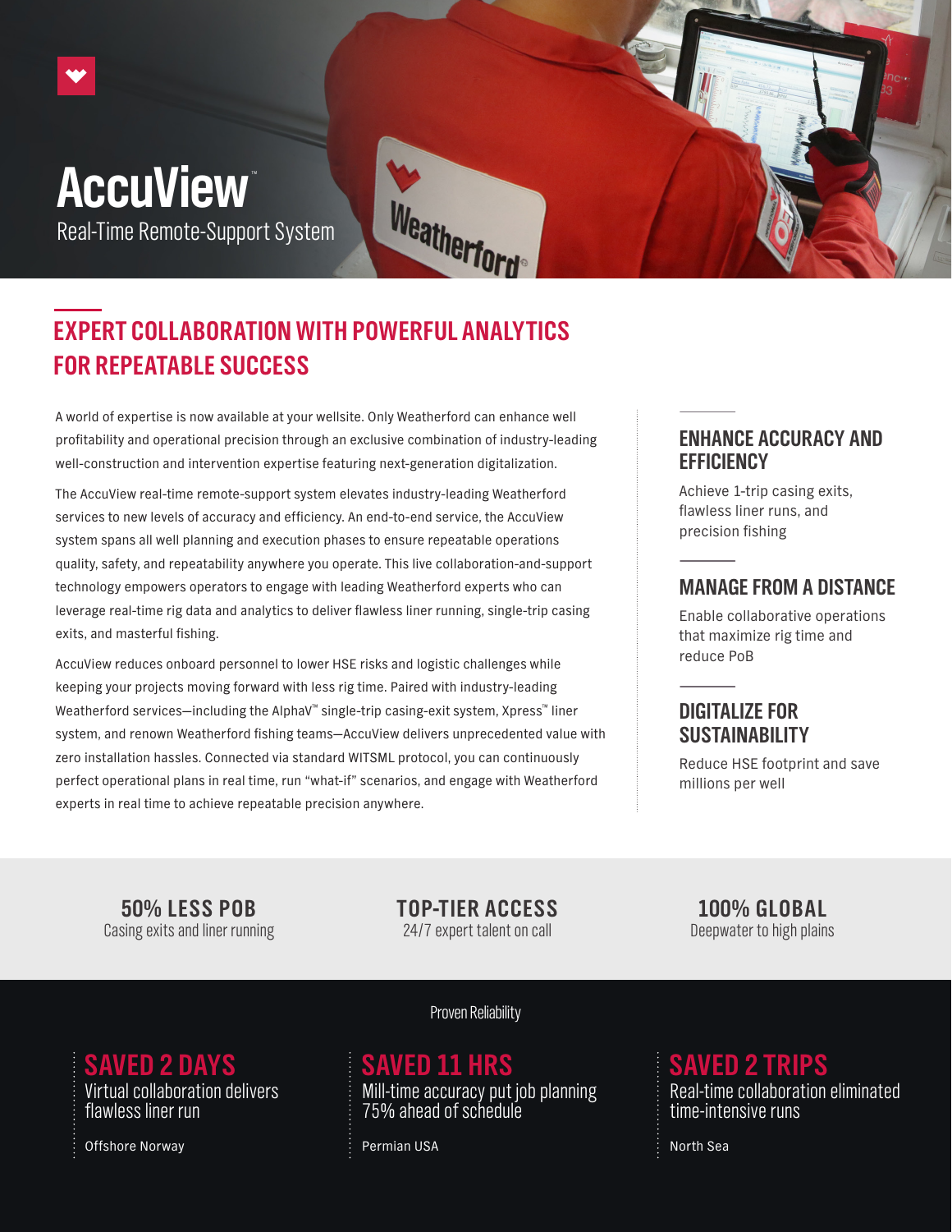# AccuView™

Real-Time Remote-Support System

## EXPERT COLLABORATION WITH POWERFUL ANALYTICS FOR REPEATABLE SUCCESS

A world of expertise is now available at your wellsite. Only Weatherford can enhance well profitability and operational precision through an exclusive combination of industry-leading well-construction and intervention expertise featuring next-generation digitalization.

The AccuView real-time remote-support system elevates industry-leading Weatherford services to new levels of accuracy and efficiency. An end-to-end service, the AccuView system spans all well planning and execution phases to ensure repeatable operations quality, safety, and repeatability anywhere you operate. This live collaboration-and-support technology empowers operators to engage with leading Weatherford experts who can leverage real-time rig data and analytics to deliver flawless liner running, single-trip casing exits, and masterful fishing.

AccuView reduces onboard personnel to lower HSE risks and logistic challenges while keeping your projects moving forward with less rig time. Paired with industry-leading Weatherford services—including the AlphaV™ single-trip casing-exit system, Xpress™ liner system, and renown Weatherford fishing teams—AccuView delivers unprecedented value with zero installation hassles. Connected via standard WITSML protocol, you can continuously perfect operational plans in real time, run "what-if" scenarios, and engage with Weatherford experts in real time to achieve repeatable precision anywhere.

### ENHANCE ACCURACY AND EFFICIENCY

Achieve 1-trip casing exits, flawless liner runs, and precision fishing

### MANAGE FROM A DISTANCE

Enable collaborative operations that maximize rig time and reduce PoB

### DIGITALIZE FOR SUSTAINABILITY

Reduce HSE footprint and save millions per well

**50% LESS POB**
Casing exits and liner running

**TOP-TIER ACCESS**
24/7 expert talent on call

**100% GLOBAL**
Deepwater to high plains

Proven Reliability

**SAVED 2 DAYS**
Virtual collaboration delivers flawless liner run

Offshore Norway

**SAVED 11 HRS**
Mill-time accuracy put job planning 75% ahead of schedule

Permian USA

**SAVED 2 TRIPS**
Real-time collaboration eliminated time-intensive runs

North Sea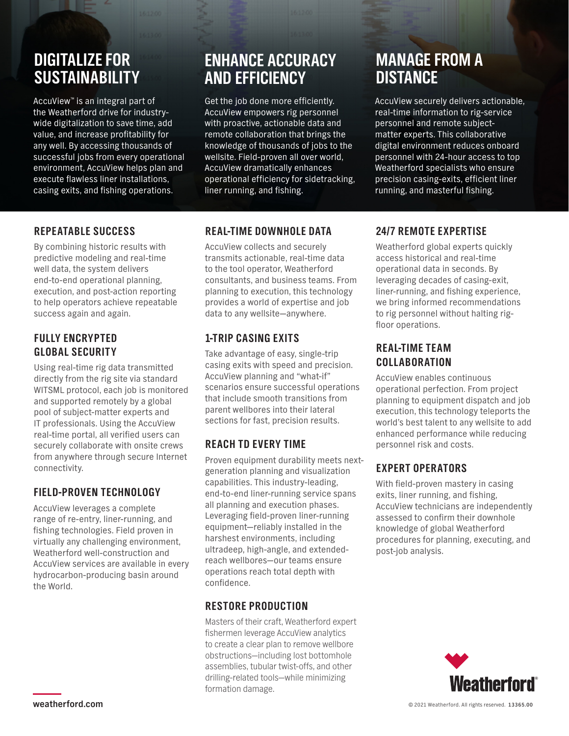## DIGITALIZE FOR SUSTAINABILITY

AccuView™ is an integral part of the Weatherford drive for industry-wide digitalization to save time, add value, and increase profitability for any well. By accessing thousands of successful jobs from every operational environment, AccuView helps plan and execute flawless liner installations, casing exits, and fishing operations.

## ENHANCE ACCURACY AND EFFICIENCY

Get the job done more efficiently. AccuView empowers rig personnel with proactive, actionable data and remote collaboration that brings the knowledge of thousands of jobs to the wellsite. Field-proven all over world, AccuView dramatically enhances operational efficiency for sidetracking, liner running, and fishing.

## MANAGE FROM A DISTANCE

AccuView securely delivers actionable, real-time information to rig-service personnel and remote subject-matter experts. This collaborative digital environment reduces onboard personnel with 24-hour access to top Weatherford specialists who ensure precision casing-exits, efficient liner running, and masterful fishing.

### REPEATABLE SUCCESS

By combining historic results with predictive modeling and real-time well data, the system delivers end-to-end operational planning, execution, and post-action reporting to help operators achieve repeatable success again and again.

### FULLY ENCRYPTED GLOBAL SECURITY

Using real-time rig data transmitted directly from the rig site via standard WITSML protocol, each job is monitored and supported remotely by a global pool of subject-matter experts and IT professionals. Using the AccuView real-time portal, all verified users can securely collaborate with onsite crews from anywhere through secure Internet connectivity.

### FIELD-PROVEN TECHNOLOGY

AccuView leverages a complete range of re-entry, liner-running, and fishing technologies. Field proven in virtually any challenging environment, Weatherford well-construction and AccuView services are available in every hydrocarbon-producing basin around the World.

### REAL-TIME DOWNHOLE DATA

AccuView collects and securely transmits actionable, real-time data to the tool operator, Weatherford consultants, and business teams. From planning to execution, this technology provides a world of expertise and job data to any wellsite—anywhere.

### 1-TRIP CASING EXITS

Take advantage of easy, single-trip casing exits with speed and precision. AccuView planning and "what-if" scenarios ensure successful operations that include smooth transitions from parent wellbores into their lateral sections for fast, precision results.

### REACH TD EVERY TIME

Proven equipment durability meets next-generation planning and visualization capabilities. This industry-leading, end-to-end liner-running service spans all planning and execution phases. Leveraging field-proven liner-running equipment—reliably installed in the harshest environments, including ultradeep, high-angle, and extended-reach wellbores—our teams ensure operations reach total depth with confidence.

### RESTORE PRODUCTION

Masters of their craft, Weatherford expert fishermen leverage AccuView analytics to create a clear plan to remove wellbore obstructions—including lost bottomhole assemblies, tubular twist-offs, and other drilling-related tools—while minimizing formation damage.

### 24/7 REMOTE EXPERTISE

Weatherford global experts quickly access historical and real-time operational data in seconds. By leveraging decades of casing-exit, liner-running, and fishing experience, we bring informed recommendations to rig personnel without halting rig-floor operations.

### REAL-TIME TEAM COLLABORATION

AccuView enables continuous operational perfection. From project planning to equipment dispatch and job execution, this technology teleports the world's best talent to any wellsite to add enhanced performance while reducing personnel risk and costs.

### EXPERT OPERATORS

With field-proven mastery in casing exits, liner running, and fishing, AccuView technicians are independently assessed to confirm their downhole knowledge of global Weatherford procedures for planning, executing, and post-job analysis.

Weatherford®

weatherford.com

© 2021 Weatherford. All rights reserved. **13365.00**